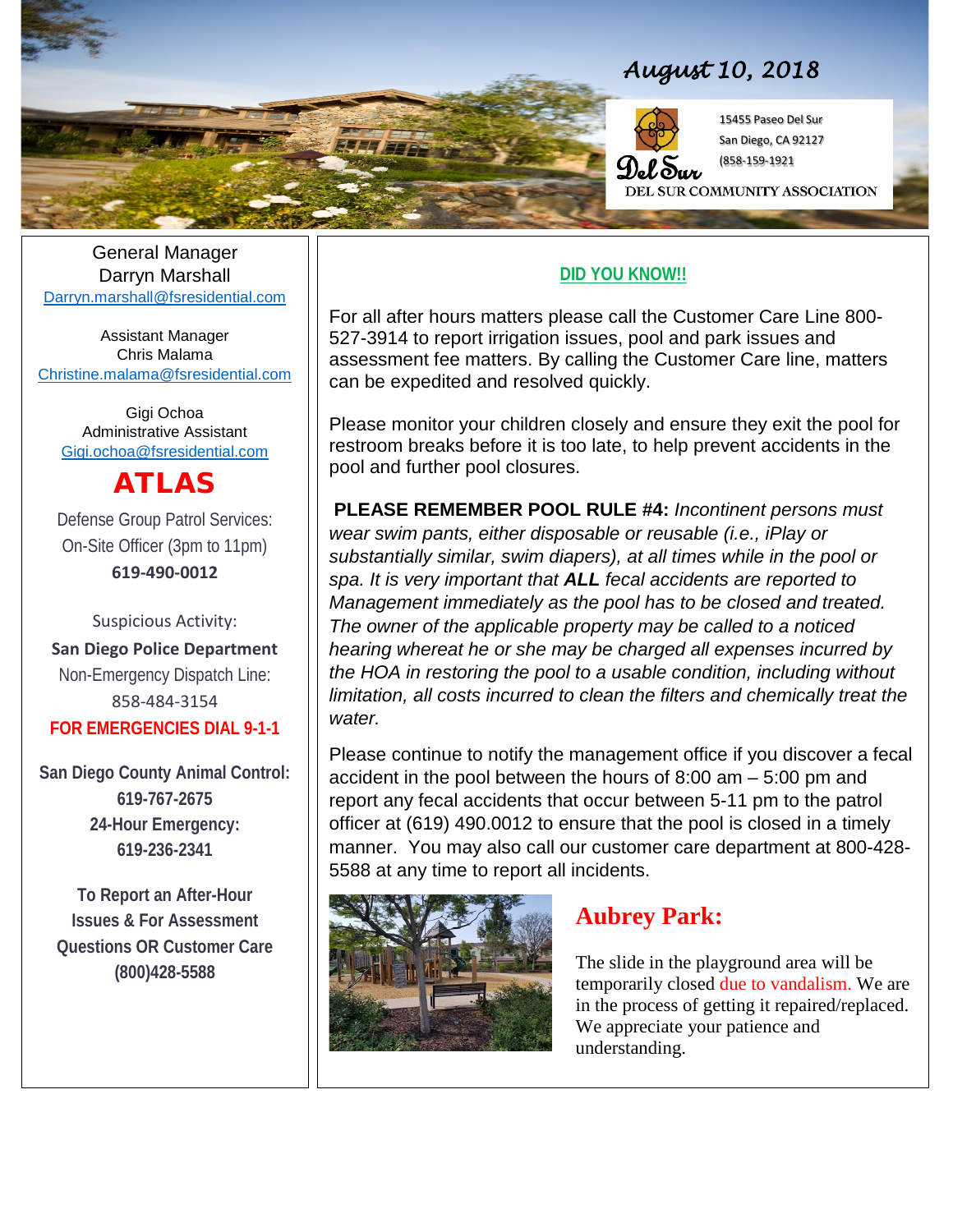*August 10, 2018*

15455 Paseo Del Sur
San Diego, CA 92127
(858-159-1921

Del Sur
DEL SUR COMMUNITY ASSOCIATION

General Manager
Darryn Marshall
Darryn.marshall@fsresidential.com

Assistant Manager
Chris Malama
Christine.malama@fsresidential.com

Gigi Ochoa
Administrative Assistant
Gigi.ochoa@fsresidential.com

## ATLAS

Defense Group Patrol Services:
On-Site Officer (3pm to 11pm)
**619-490-0012**

Suspicious Activity:
**San Diego Police Department**
Non-Emergency Dispatch Line:
858-484-3154
**FOR EMERGENCIES DIAL 9-1-1**

**San Diego County Animal Control:**
**619-767-2675**
**24-Hour Emergency:**
**619-236-2341**

**To Report an After-Hour Issues & For Assessment Questions OR Customer Care**
**(800)428-5588**

**DID YOU KNOW!!**

For all after hours matters please call the Customer Care Line 800-527-3914 to report irrigation issues, pool and park issues and assessment fee matters. By calling the Customer Care line, matters can be expedited and resolved quickly.

Please monitor your children closely and ensure they exit the pool for restroom breaks before it is too late, to help prevent accidents in the pool and further pool closures.

**PLEASE REMEMBER POOL RULE #4:** *Incontinent persons must wear swim pants, either disposable or reusable (i.e., iPlay or substantially similar, swim diapers), at all times while in the pool or spa. It is very important that* ***ALL*** *fecal accidents are reported to Management immediately as the pool has to be closed and treated. The owner of the applicable property may be called to a noticed hearing whereat he or she may be charged all expenses incurred by the HOA in restoring the pool to a usable condition, including without limitation, all costs incurred to clean the filters and chemically treat the water.*

Please continue to notify the management office if you discover a fecal accident in the pool between the hours of 8:00 am – 5:00 pm and report any fecal accidents that occur between 5-11 pm to the patrol officer at (619) 490.0012 to ensure that the pool is closed in a timely manner. You may also call our customer care department at 800-428-5588 at any time to report all incidents.

## Aubrey Park:

The slide in the playground area will be temporarily closed due to vandalism. We are in the process of getting it repaired/replaced. We appreciate your patience and understanding.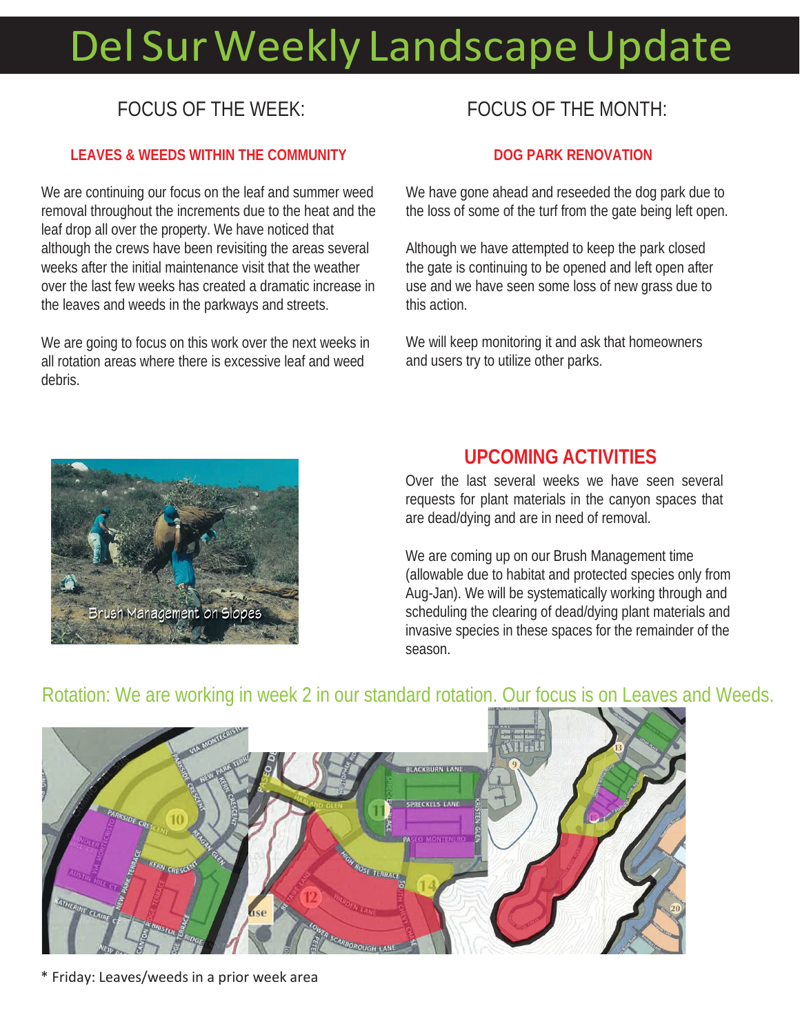# Del Sur Weekly Landscape Update

## FOCUS OF THE WEEK:

**LEAVES & WEEDS WITHIN THE COMMUNITY**

We are continuing our focus on the leaf and summer weed removal throughout the increments due to the heat and the leaf drop all over the property. We have noticed that although the crews have been revisiting the areas several weeks after the initial maintenance visit that the weather over the last few weeks has created a dramatic increase in the leaves and weeds in the parkways and streets.

We are going to focus on this work over the next weeks in all rotation areas where there is excessive leaf and weed debris.

## FOCUS OF THE MONTH:

**DOG PARK RENOVATION**

We have gone ahead and reseeded the dog park due to the loss of some of the turf from the gate being left open.

Although we have attempted to keep the park closed the gate is continuing to be opened and left open after use and we have seen some loss of new grass due to this action.

We will keep monitoring it and ask that homeowners and users try to utilize other parks.

Brush Management on Slopes

## UPCOMING ACTIVITIES

Over the last several weeks we have seen several requests for plant materials in the canyon spaces that are dead/dying and are in need of removal.

We are coming up on our Brush Management time (allowable due to habitat and protected species only from Aug-Jan). We will be systematically working through and scheduling the clearing of dead/dying plant materials and invasive species in these spaces for the remainder of the season.

Rotation: We are working in week 2 in our standard rotation. Our focus is on Leaves and Weeds.

* Friday: Leaves/weeds in a prior week area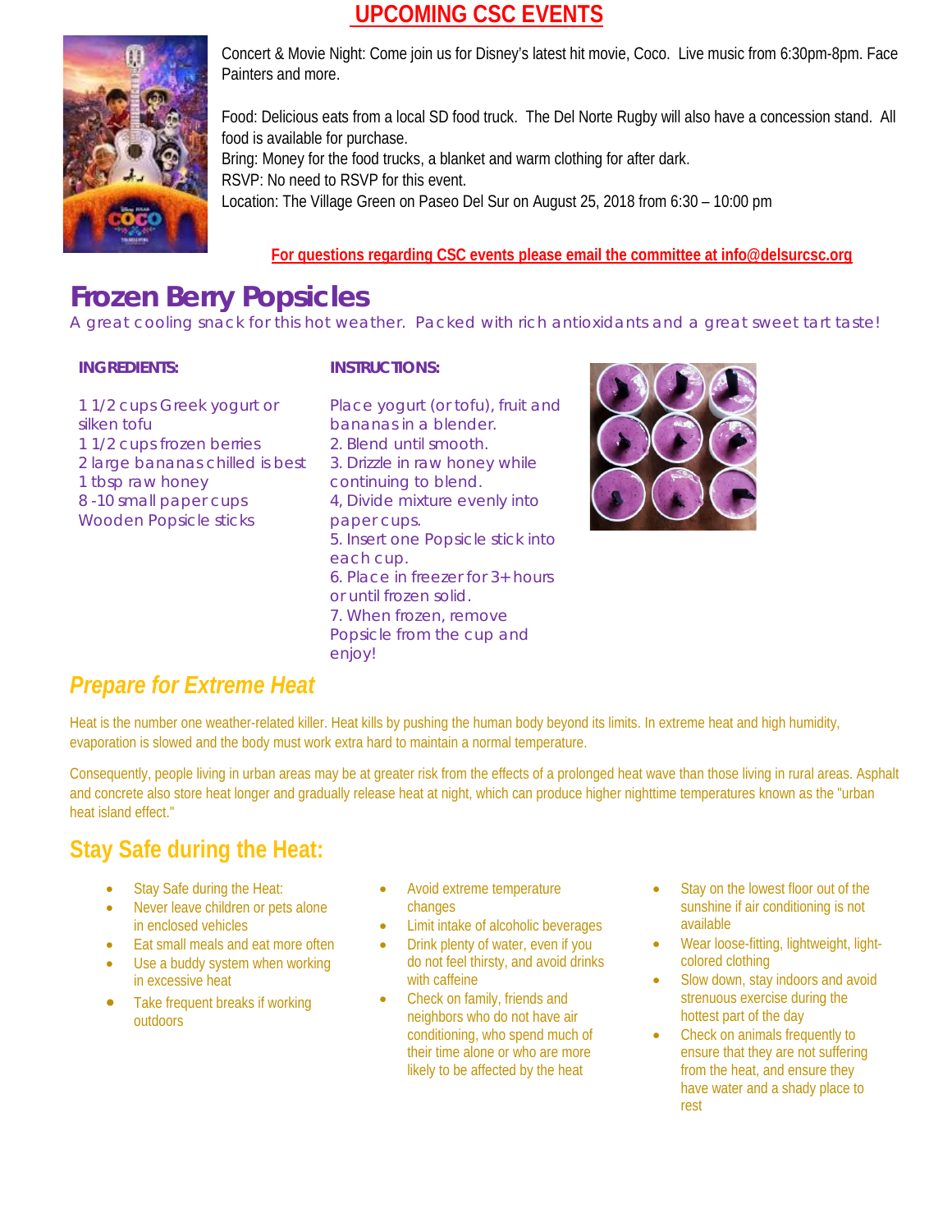# UPCOMING CSC EVENTS

Concert & Movie Night: Come join us for Disney's latest hit movie, Coco. Live music from 6:30pm-8pm. Face Painters and more.

Food: Delicious eats from a local SD food truck. The Del Norte Rugby will also have a concession stand. All food is available for purchase.
Bring: Money for the food trucks, a blanket and warm clothing for after dark.
RSVP: No need to RSVP for this event.
Location: The Village Green on Paseo Del Sur on August 25, 2018 from 6:30 – 10:00 pm

**For questions regarding CSC events please email the committee at info@delsurcsc.org**

# Frozen Berry Popsicles

A great cooling snack for this hot weather. Packed with rich antioxidants and a great sweet tart taste!

**INGREDIENTS:**

1 1/2 cups Greek yogurt or silken tofu
1 1/2 cups frozen berries
2 large bananas chilled is best
1 tbsp raw honey
8 -10 small paper cups
Wooden Popsicle sticks

**INSTRUCTIONS:**

Place yogurt (or tofu), fruit and bananas in a blender.
2. Blend until smooth.
3. Drizzle in raw honey while continuing to blend.
4, Divide mixture evenly into paper cups.
5. Insert one Popsicle stick into each cup.
6. Place in freezer for 3+ hours or until frozen solid.
7. When frozen, remove Popsicle from the cup and enjoy!

## *Prepare for Extreme Heat*

Heat is the number one weather-related killer. Heat kills by pushing the human body beyond its limits. In extreme heat and high humidity, evaporation is slowed and the body must work extra hard to maintain a normal temperature.

Consequently, people living in urban areas may be at greater risk from the effects of a prolonged heat wave than those living in rural areas. Asphalt and concrete also store heat longer and gradually release heat at night, which can produce higher nighttime temperatures known as the "urban heat island effect."

## Stay Safe during the Heat:

- Stay Safe during the Heat:
- Never leave children or pets alone in enclosed vehicles
- Eat small meals and eat more often
- Use a buddy system when working in excessive heat
- Take frequent breaks if working outdoors
- Avoid extreme temperature changes
- Limit intake of alcoholic beverages
- Drink plenty of water, even if you do not feel thirsty, and avoid drinks with caffeine
- Check on family, friends and neighbors who do not have air conditioning, who spend much of their time alone or who are more likely to be affected by the heat
- Stay on the lowest floor out of the sunshine if air conditioning is not available
- Wear loose-fitting, lightweight, light-colored clothing
- Slow down, stay indoors and avoid strenuous exercise during the hottest part of the day
- Check on animals frequently to ensure that they are not suffering from the heat, and ensure they have water and a shady place to rest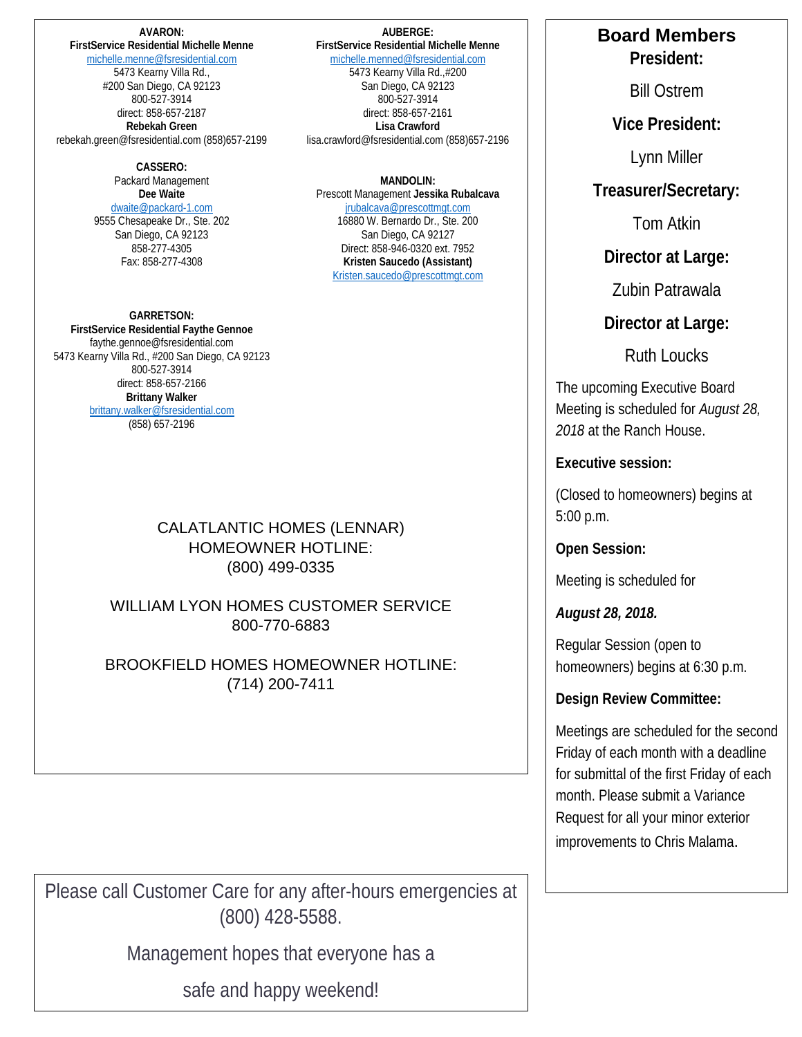**AVARON:**
**FirstService Residential Michelle Menne**
michelle.menne@fsresidential.com
5473 Kearny Villa Rd.,
#200 San Diego, CA 92123
800-527-3914
direct: 858-657-2187
**Rebekah Green**
rebekah.green@fsresidential.com (858)657-2199

**AUBERGE:**
**FirstService Residential Michelle Menne**
michelle.menned@fsresidential.com
5473 Kearny Villa Rd.,#200
San Diego, CA 92123
800-527-3914
direct: 858-657-2161
**Lisa Crawford**
lisa.crawford@fsresidential.com (858)657-2196

**CASSERO:**
Packard Management
**Dee Waite**
dwaite@packard-1.com
9555 Chesapeake Dr., Ste. 202
San Diego, CA 92123
858-277-4305
Fax: 858-277-4308

**MANDOLIN:**
Prescott Management **Jessika Rubalcava**
jrubalcava@prescottmgt.com
16880 W. Bernardo Dr., Ste. 200
San Diego, CA 92127
Direct: 858-946-0320 ext. 7952
**Kristen Saucedo (Assistant)**
Kristen.saucedo@prescottmgt.com

**GARRETSON:**
**FirstService Residential Faythe Gennoe**
faythe.gennoe@fsresidential.com
5473 Kearny Villa Rd., #200 San Diego, CA 92123
800-527-3914
direct: 858-657-2166
**Brittany Walker**
brittany.walker@fsresidential.com
(858) 657-2196

CALATLANTIC HOMES (LENNAR)
HOMEOWNER HOTLINE:
(800) 499-0335

WILLIAM LYON HOMES CUSTOMER SERVICE
800-770-6883

BROOKFIELD HOMES HOMEOWNER HOTLINE:
(714) 200-7411

Please call Customer Care for any after-hours emergencies at (800) 428-5588.

Management hopes that everyone has a safe and happy weekend!

## Board Members

**President:**

Bill Ostrem

**Vice President:**

Lynn Miller

**Treasurer/Secretary:**

Tom Atkin

**Director at Large:**

Zubin Patrawala

**Director at Large:**

Ruth Loucks

The upcoming Executive Board Meeting is scheduled for *August 28, 2018* at the Ranch House.

**Executive session:**

(Closed to homeowners) begins at 5:00 p.m.

**Open Session:**

Meeting is scheduled for

***August 28, 2018.***

Regular Session (open to homeowners) begins at 6:30 p.m.

**Design Review Committee:**

Meetings are scheduled for the second Friday of each month with a deadline for submittal of the first Friday of each month. Please submit a Variance Request for all your minor exterior improvements to Chris Malama.